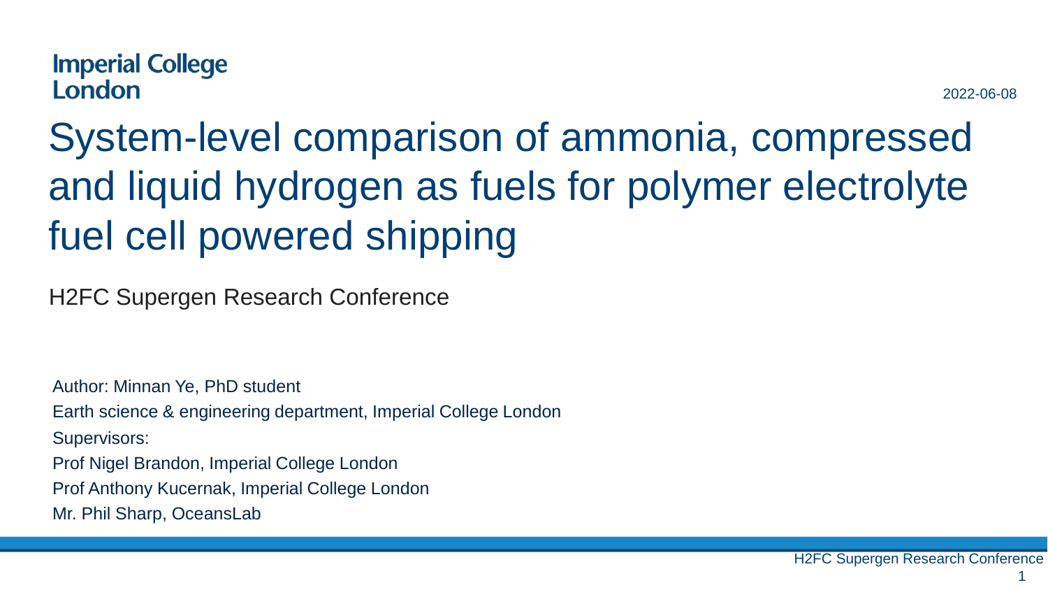Imperial College London

2022-06-08

# System-level comparison of ammonia, compressed and liquid hydrogen as fuels for polymer electrolyte fuel cell powered shipping

H2FC Supergen Research Conference

Author: Minnan Ye, PhD student

Earth science & engineering department, Imperial College London

Supervisors:

Prof Nigel Brandon, Imperial College London

Prof Anthony Kucernak, Imperial College London

Mr. Phil Sharp, OceansLab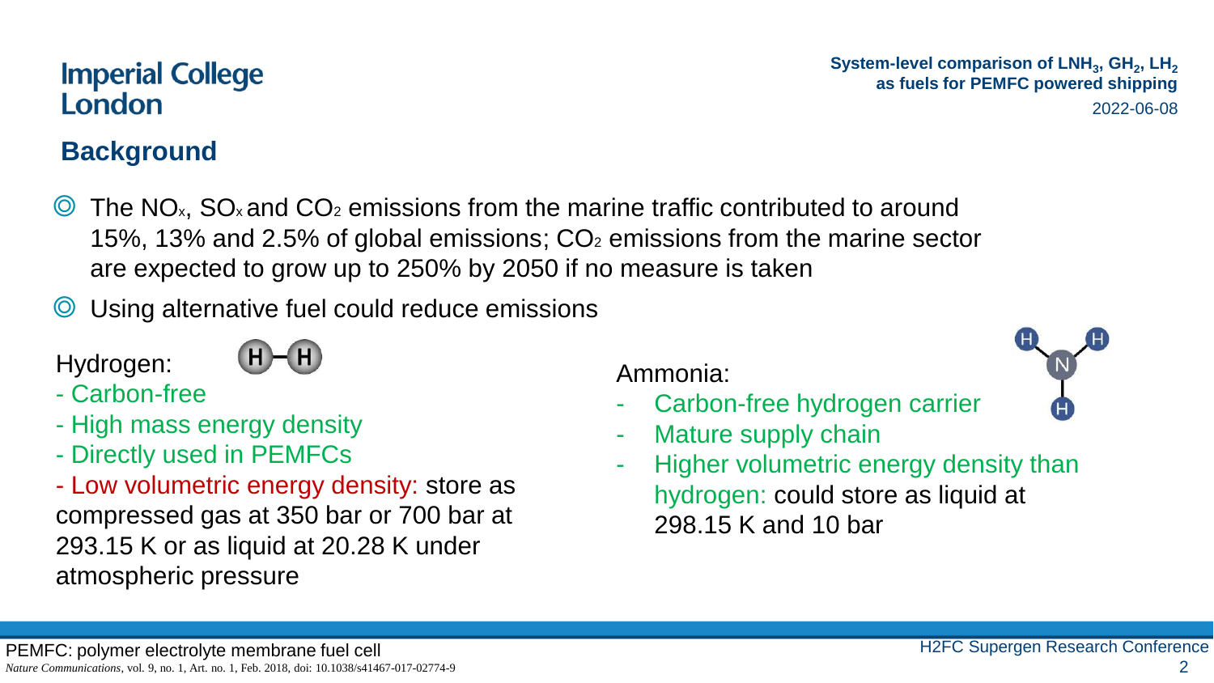## Background

- The $NO_x$, $SO_x$ and $CO_2$ emissions from the marine traffic contributed to around 15%, 13% and 2.5% of global emissions; $CO_2$ emissions from the marine sector are expected to grow up to 250% by 2050 if no measure is taken
- Using alternative fuel could reduce emissions

Hydrogen:

- Carbon-free
- High mass energy density
- Directly used in PEMFCs
- Low volumetric energy density: store as compressed gas at 350 bar or 700 bar at 293.15 K or as liquid at 20.28 K under atmospheric pressure

Ammonia:

- Carbon-free hydrogen carrier
- Mature supply chain
- Higher volumetric energy density than hydrogen: could store as liquid at 298.15 K and 10 bar

PEMFC: polymer electrolyte membrane fuel cell

*Nature Communications*, vol. 9, no. 1, Art. no. 1, Feb. 2018, doi: 10.1038/s41467-017-02774-9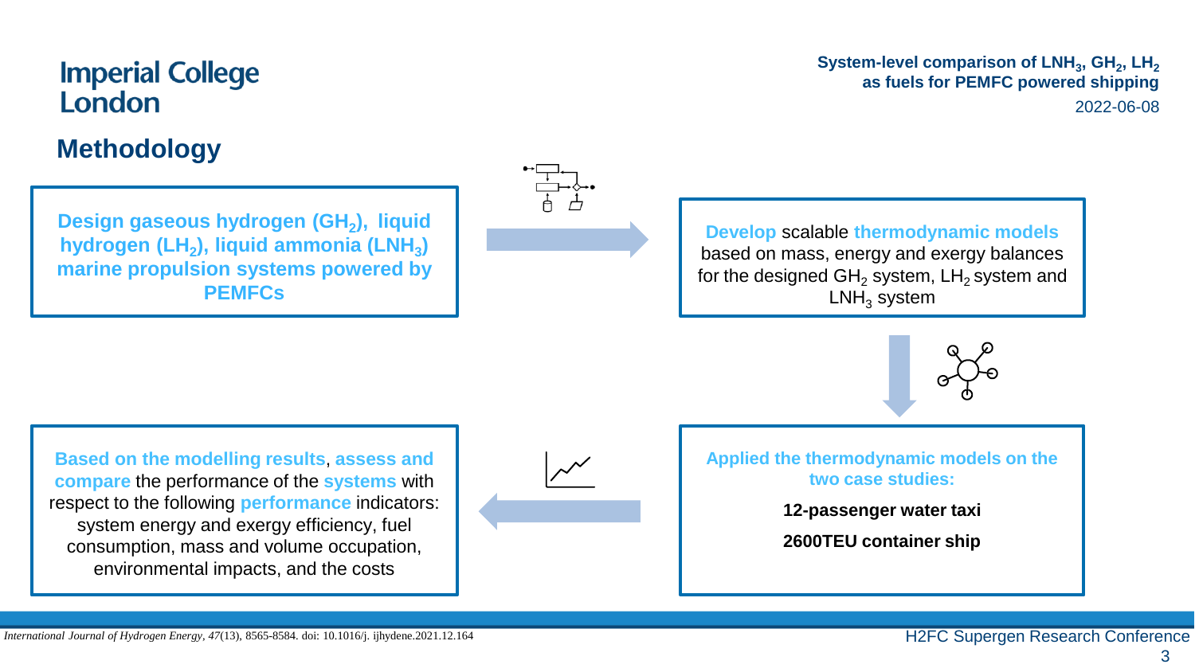## Methodology

**Design gaseous hydrogen ($GH_2$), liquid hydrogen ($LH_2$), liquid ammonia ($LNH_3$) marine propulsion systems powered by PEMFCs**

**Develop** scalable **thermodynamic models** based on mass, energy and exergy balances for the designed $GH_2$ system, $LH_2$ system and $LNH_3$ system

**Applied the thermodynamic models on the two case studies:**

**12-passenger water taxi**

**2600TEU container ship**

**Based on the modelling results**, **assess and compare** the performance of the **systems** with respect to the following **performance** indicators: system energy and exergy efficiency, fuel consumption, mass and volume occupation, environmental impacts, and the costs

*International Journal of Hydrogen Energy*, *47*(13), 8565-8584. doi: 10.1016/j. ijhydene.2021.12.164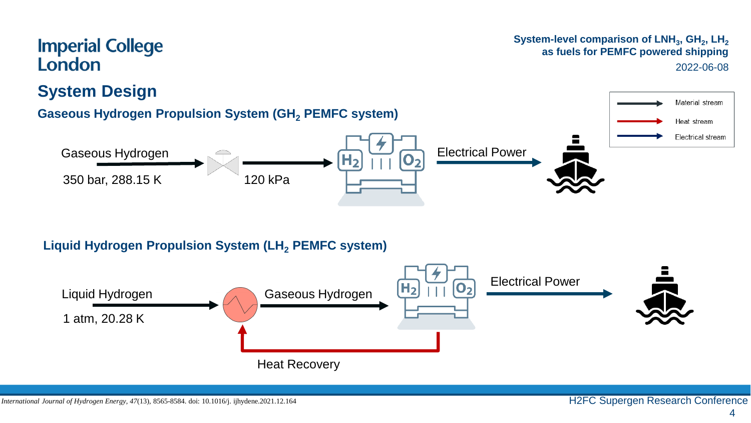## System Design

### Gaseous Hydrogen Propulsion System ($GH_2$ PEMFC system)

Gaseous Hydrogen

350 bar, 288.15 K

120 kPa

Electrical Power

Material stream

Heat stream

Electrical stream

### Liquid Hydrogen Propulsion System ($LH_2$ PEMFC system)

Liquid Hydrogen

1 atm, 20.28 K

Gaseous Hydrogen

Electrical Power

Heat Recovery

*International Journal of Hydrogen Energy*, *47*(13), 8565-8584. doi: 10.1016/j. ijhydene.2021.12.164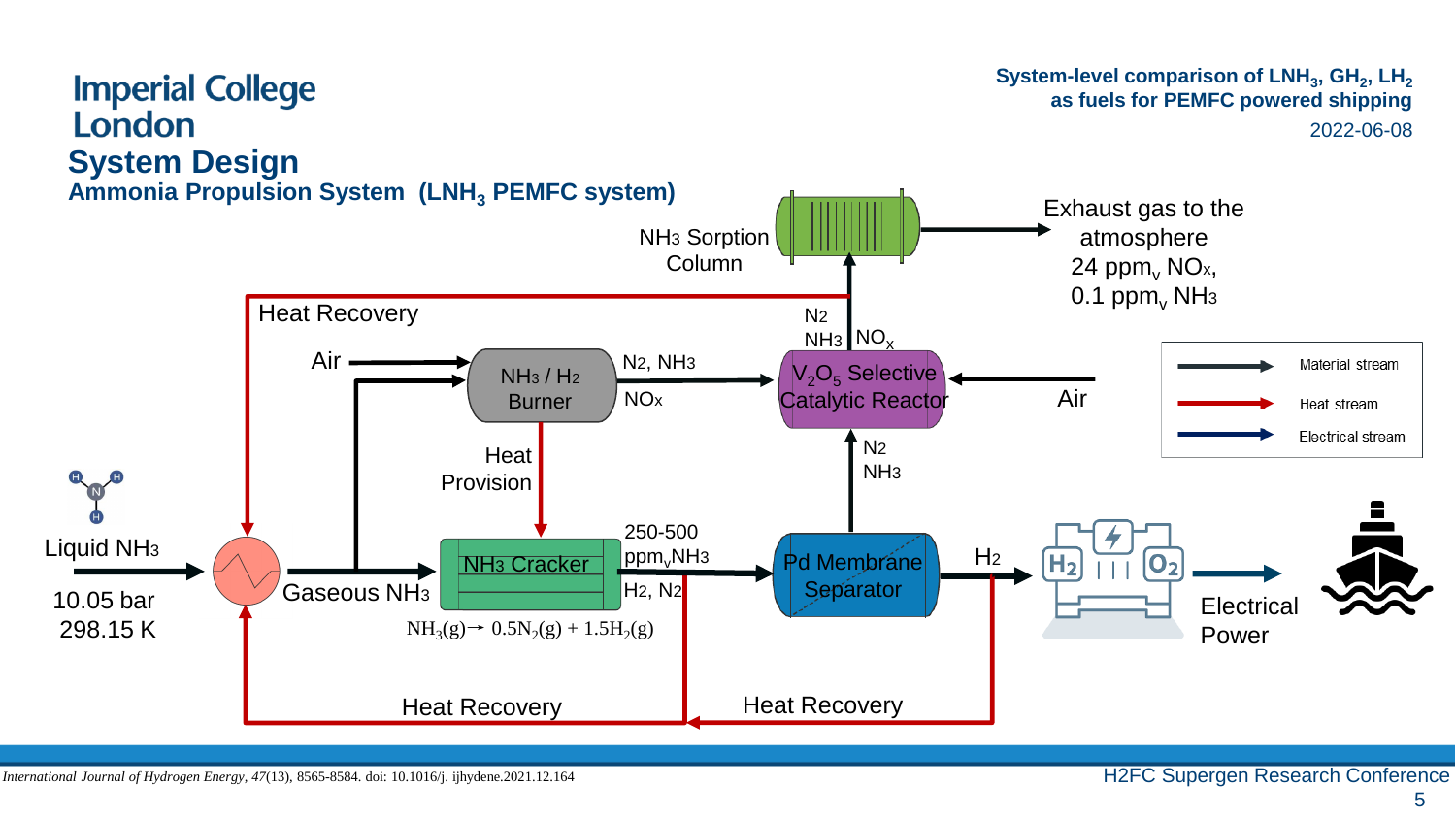# System Design

## Ammonia Propulsion System (LNH$_3$ PEMFC system)

System-level comparison of LNH$_3$, GH$_2$, LH$_2$ as fuels for PEMFC powered shipping

2022-06-08

Liquid NH3

10.05 bar

298.15 K

Gaseous NH3

Air

NH3 / H2 Burner

N2, NH3

NOx

Heat Provision

NH3 Cracker

$NH_3(g) \rightarrow 0.5N_2(g) + 1.5H_2(g)$

250-500 ppm$_v$NH3

H2, N2

Pd Membrane Separator

H2

Electrical Power

N2

NH3

V$_2$O$_5$ Selective Catalytic Reactor

Air

N2

NH3

NO$_x$

NH3 Sorption Column

Exhaust gas to the atmosphere

24 ppm$_v$ NOx,

0.1 ppm$_v$ NH3

Heat Recovery

Heat Recovery

Heat Recovery

Material stream

Heat stream

Electrical stream

*International Journal of Hydrogen Energy*, *47*(13), 8565-8584. doi: 10.1016/j. ijhydene.2021.12.164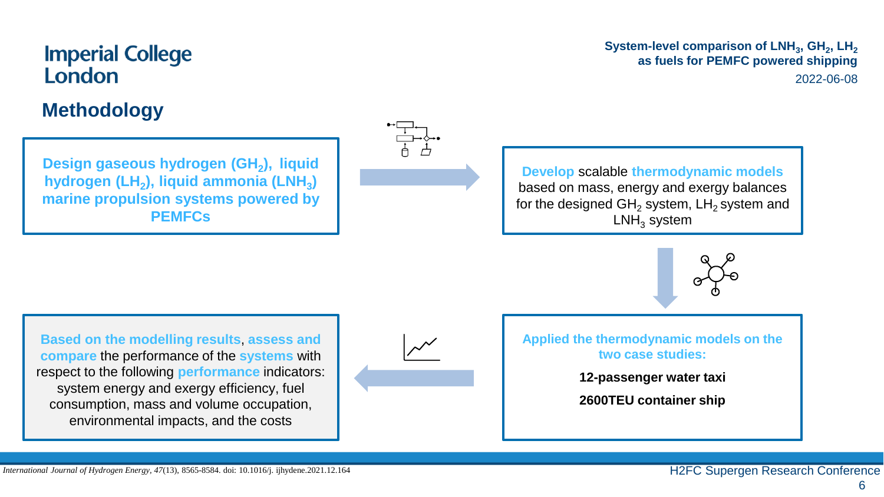## Methodology

**Design gaseous hydrogen ($GH_2$), liquid hydrogen ($LH_2$), liquid ammonia ($LNH_3$) marine propulsion systems powered by PEMFCs**

**Develop** scalable **thermodynamic models** based on mass, energy and exergy balances for the designed $GH_2$ system, $LH_2$ system and $LNH_3$ system

**Applied the thermodynamic models on the two case studies:**

**12-passenger water taxi**

**2600TEU container ship**

**Based on the modelling results**, **assess and compare** the performance of the **systems** with respect to the following **performance** indicators: system energy and exergy efficiency, fuel consumption, mass and volume occupation, environmental impacts, and the costs

*International Journal of Hydrogen Energy*, *47*(13), 8565-8584. doi: 10.1016/j. ijhydene.2021.12.164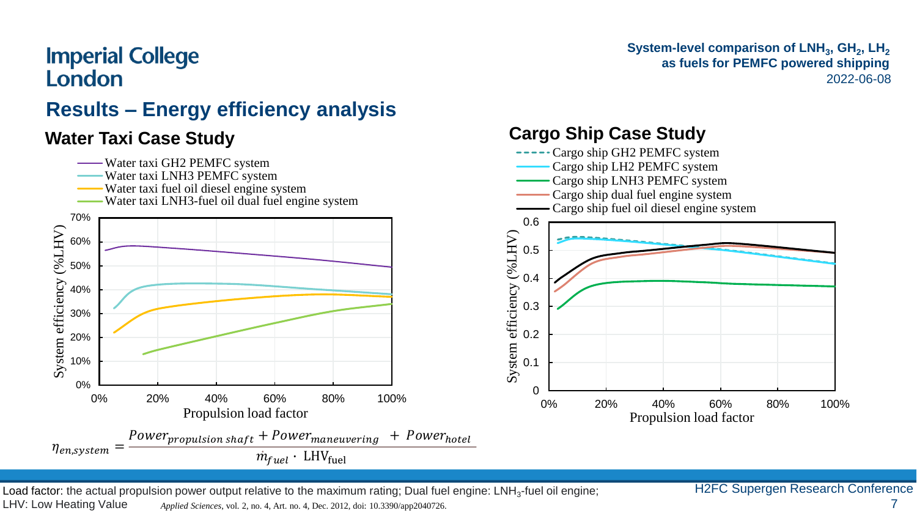## Results – Energy efficiency analysis

### Water Taxi Case Study

- Water taxi GH2 PEMFC system
- Water taxi LNH3 PEMFC system
- Water taxi fuel oil diesel engine system
- Water taxi LNH3-fuel oil dual fuel engine system

System efficiency (%LHV) vs. Propulsion load factor

$$\eta_{en,system} = \frac{Power_{propulsion\ shaft} + Power_{maneuvering} + Power_{hotel}}{\dot{m}_{fuel} \cdot \mathrm{LHV}_{\mathrm{fuel}}}$$

### Cargo Ship Case Study

- Cargo ship GH2 PEMFC system
- Cargo ship LH2 PEMFC system
- Cargo ship LNH3 PEMFC system
- Cargo ship dual fuel engine system
- Cargo ship fuel oil diesel engine system

System efficiency (%LHV) vs. Propulsion load factor

Load factor: the actual propulsion power output relative to the maximum rating; Dual fuel engine: $LNH_3$-fuel oil engine;
LHV: Low Heating Value

*Applied Sciences*, vol. 2, no. 4, Art. no. 4, Dec. 2012, doi: 10.3390/app2040726.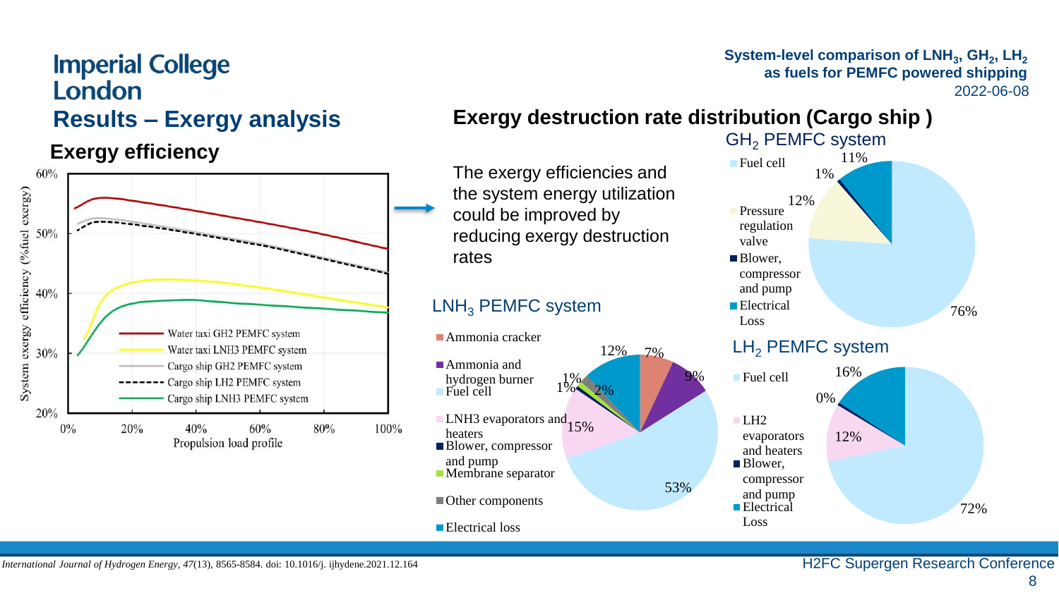## Results – Exergy analysis

### Exergy efficiency

System exergy efficiency (%fuel exergy) vs. Propulsion load profile

- Water taxi GH2 PEMFC system
- Water taxi LNH3 PEMFC system
- Cargo ship GH2 PEMFC system
- Cargo ship LH2 PEMFC system
- Cargo ship LNH3 PEMFC system

The exergy efficiencies and the system energy utilization could be improved by reducing exergy destruction rates

### Exergy destruction rate distribution (Cargo ship)

**$GH_2$ PEMFC system**

- Fuel cell: 76%
- Pressure regulation valve: 12%
- Blower, compressor and pump: 1%
- Electrical Loss: 11%

**$LNH_3$ PEMFC system**

- Ammonia cracker: 7%
- Ammonia and hydrogen burner: 9%
- Fuel cell: 53%
- LNH3 evaporators and heaters: 15%
- Blower, compressor and pump: 1%
- Membrane separator: 1%
- Other components: 2%
- Electrical loss: 12%

**$LH_2$ PEMFC system**

- Fuel cell: 72%
- LH2 evaporators and heaters: 12%
- Blower, compressor and pump: 0%
- Electrical Loss: 16%

*International Journal of Hydrogen Energy*, *47*(13), 8565-8584. doi: 10.1016/j. ijhydene.2021.12.164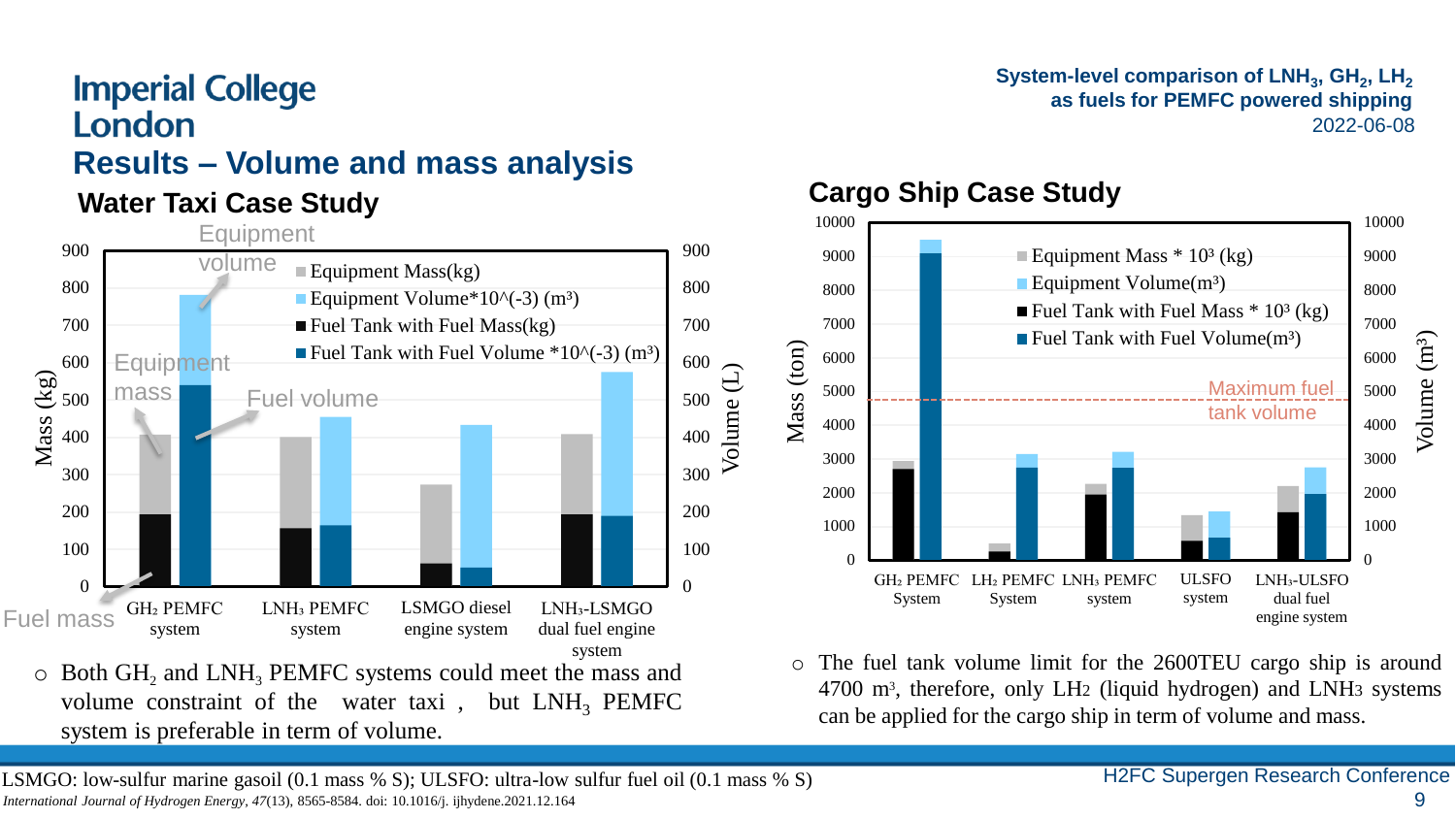# Results – Volume and mass analysis

## Water Taxi Case Study

Equipment volume

Equipment mass

Fuel volume

Fuel mass

- Equipment Mass(kg)
- Equipment Volume*10^(-3) ($m^3$)
- Fuel Tank with Fuel Mass(kg)
- Fuel Tank with Fuel Volume *10^(-3) ($m^3$)

Mass (kg) / Volume (L)

$GH_2$ PEMFC system | $LNH_3$ PEMFC system | LSMGO diesel engine system | $LNH_3$-LSMGO dual fuel engine system

- Both $GH_2$ and $LNH_3$ PEMFC systems could meet the mass and volume constraint of the water taxi , but $LNH_3$ PEMFC system is preferable in term of volume.

## Cargo Ship Case Study

- Equipment Mass * $10^3$ (kg)
- Equipment Volume($m^3$)
- Fuel Tank with Fuel Mass * $10^3$ (kg)
- Fuel Tank with Fuel Volume($m^3$)

Maximum fuel tank volume

Mass (ton) / Volume ($m^3$)

$GH_2$ PEMFC System | $LH_2$ PEMFC System | $LNH_3$ PEMFC system | ULSFO system | $LNH_3$-ULSFO dual fuel engine system

- The fuel tank volume limit for the 2600TEU cargo ship is around 4700 $m^3$, therefore, only $LH_2$ (liquid hydrogen) and $LNH_3$ systems can be applied for the cargo ship in term of volume and mass.

LSMGO: low-sulfur marine gasoil (0.1 mass % S); ULSFO: ultra-low sulfur fuel oil (0.1 mass % S)

*International Journal of Hydrogen Energy*, *47*(13), 8565-8584. doi: 10.1016/j. ijhydene.2021.12.164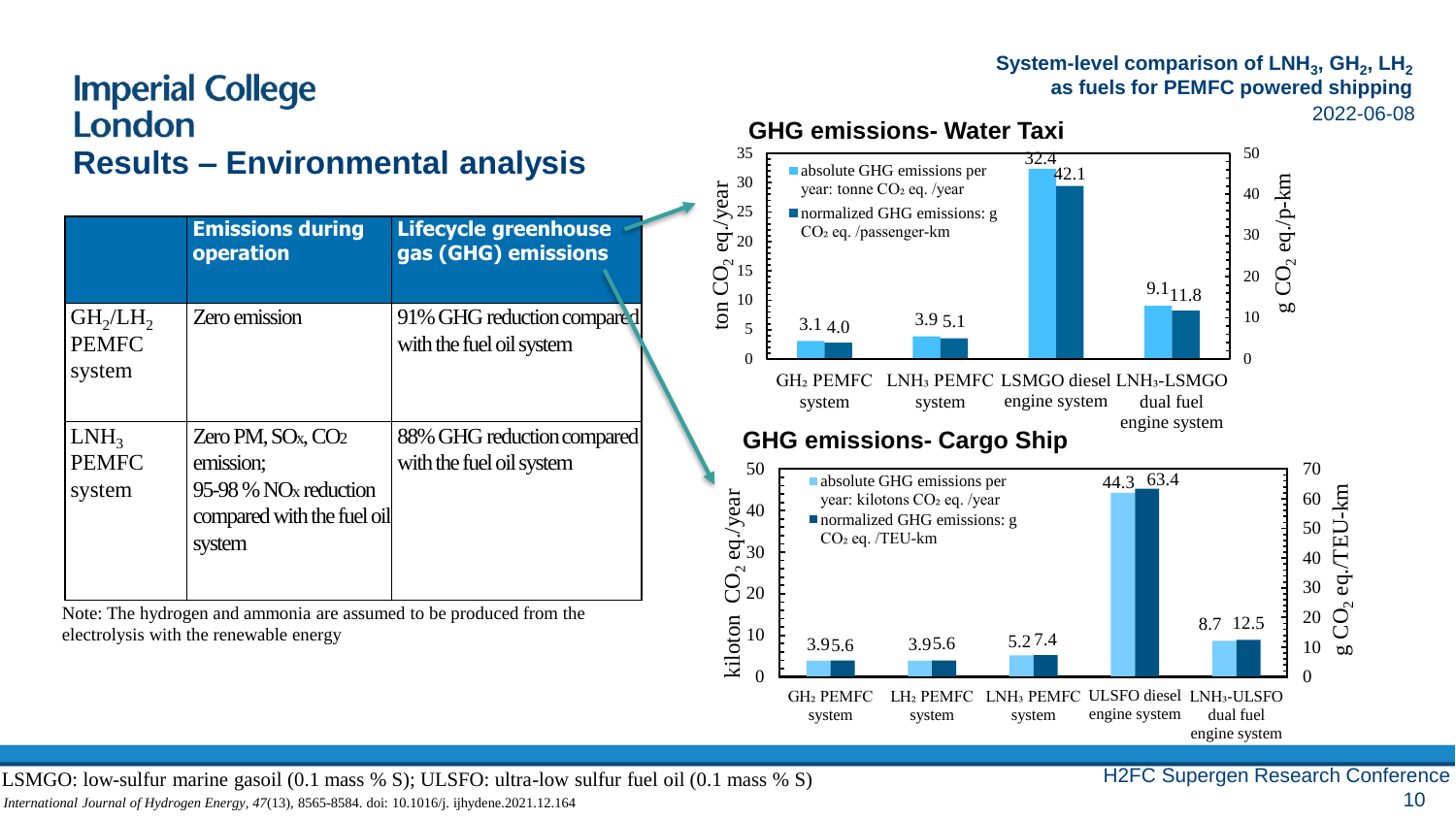## Results – Environmental analysis

**System-level comparison of $LNH_3$, $GH_2$, $LH_2$ as fuels for PEMFC powered shipping**

2022-06-08

| | Emissions during operation | Lifecycle greenhouse gas (GHG) emissions |
|---|---|---|
| $GH_2/LH_2$ PEMFC system | Zero emission | 91% GHG reduction compared with the fuel oil system |
| $LNH_3$ PEMFC system | Zero PM, $SO_x$, $CO_2$ emission; 95-98 % $NO_x$ reduction compared with the fuel oil system | 88% GHG reduction compared with the fuel oil system |

Note: The hydrogen and ammonia are assumed to be produced from the electrolysis with the renewable energy

### GHG emissions- Water Taxi

| System | absolute GHG emissions per year: tonne $CO_2$ eq. /year | normalized GHG emissions: g $CO_2$ eq. /passenger-km |
|---|---|---|
| $GH_2$ PEMFC system | 3.1 | 4.0 |
| $LNH_3$ PEMFC system | 3.9 | 5.1 |
| LSMGO diesel engine system | 32.4 | 42.1 |
| $LNH_3$-LSMGO dual fuel engine system | 9.1 | 11.8 |

### GHG emissions- Cargo Ship

| System | absolute GHG emissions per year: kilotons $CO_2$ eq. /year | normalized GHG emissions: g $CO_2$ eq. /TEU-km |
|---|---|---|
| $GH_2$ PEMFC system | 3.9 | 5.6 |
| $LH_2$ PEMFC system | 3.9 | 5.6 |
| $LNH_3$ PEMFC system | 5.2 | 7.4 |
| ULSFO diesel engine system | 44.3 | 63.4 |
| $LNH_3$-ULSFO dual fuel engine system | 8.7 | 12.5 |

LSMGO: low-sulfur marine gasoil (0.1 mass % S); ULSFO: ultra-low sulfur fuel oil (0.1 mass % S)

*International Journal of Hydrogen Energy, 47*(13), 8565-8584. doi: 10.1016/j. ijhydene.2021.12.164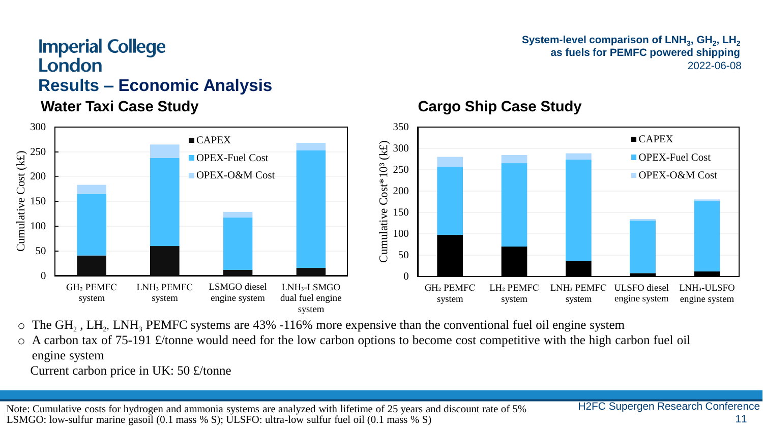## Results – Economic Analysis

### Water Taxi Case Study

Cumulative Cost (k£)

- CAPEX
- OPEX-Fuel Cost
- OPEX-O&M Cost

$GH_2$ PEMFC system | $LNH_3$ PEMFC system | LSMGO diesel engine system | $LNH_3$-LSMGO dual fuel engine system

### Cargo Ship Case Study

Cumulative Cost*$10^3$ (k£)

- CAPEX
- OPEX-Fuel Cost
- OPEX-O&M Cost

$GH_2$ PEMFC system | $LH_2$ PEMFC system | $LNH_3$ PEMFC system | ULSFO diesel engine system | $LNH_3$-ULSFO engine system

- The $GH_2$ , $LH_2$, $LNH_3$ PEMFC systems are 43% -116% more expensive than the conventional fuel oil engine system
- A carbon tax of 75-191 £/tonne would need for the low carbon options to become cost competitive with the high carbon fuel oil engine system

Current carbon price in UK: 50 £/tonne

Note: Cumulative costs for hydrogen and ammonia systems are analyzed with lifetime of 25 years and discount rate of 5%
LSMGO: low-sulfur marine gasoil (0.1 mass % S); ULSFO: ultra-low sulfur fuel oil (0.1 mass % S)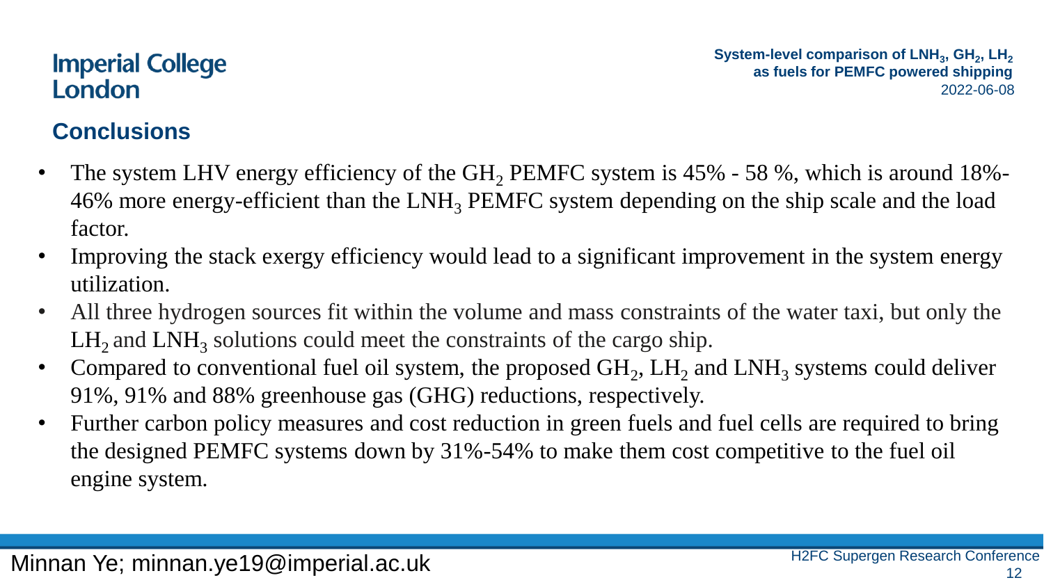## Conclusions

- The system LHV energy efficiency of the $GH_2$ PEMFC system is 45% - 58 %, which is around 18%-46% more energy-efficient than the $LNH_3$ PEMFC system depending on the ship scale and the load factor.
- Improving the stack exergy efficiency would lead to a significant improvement in the system energy utilization.
- All three hydrogen sources fit within the volume and mass constraints of the water taxi, but only the $LH_2$ and $LNH_3$ solutions could meet the constraints of the cargo ship.
- Compared to conventional fuel oil system, the proposed $GH_2$, $LH_2$ and $LNH_3$ systems could deliver 91%, 91% and 88% greenhouse gas (GHG) reductions, respectively.
- Further carbon policy measures and cost reduction in green fuels and fuel cells are required to bring the designed PEMFC systems down by 31%-54% to make them cost competitive to the fuel oil engine system.